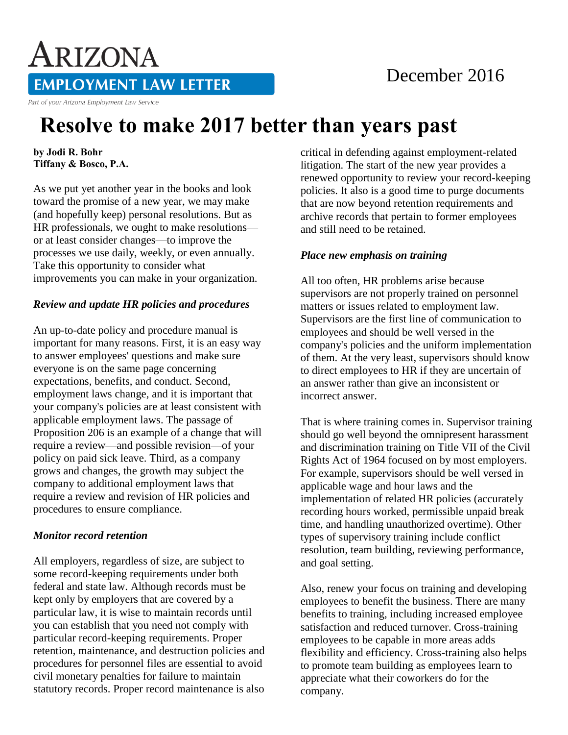# Arizona Employment Law Letter

Part of your Arizona Employment Law Service

December 2016

# Resolve to make 2017 better than years past

**by Jodi R. Bohr**
**Tiffany & Bosco, P.A.**

As we put yet another year in the books and look toward the promise of a new year, we may make (and hopefully keep) personal resolutions. But as HR professionals, we ought to make resolutions—or at least consider changes—to improve the processes we use daily, weekly, or even annually. Take this opportunity to consider what improvements you can make in your organization.

### *Review and update HR policies and procedures*

An up-to-date policy and procedure manual is important for many reasons. First, it is an easy way to answer employees' questions and make sure everyone is on the same page concerning expectations, benefits, and conduct. Second, employment laws change, and it is important that your company's policies are at least consistent with applicable employment laws. The passage of Proposition 206 is an example of a change that will require a review—and possible revision—of your policy on paid sick leave. Third, as a company grows and changes, the growth may subject the company to additional employment laws that require a review and revision of HR policies and procedures to ensure compliance.

### *Monitor record retention*

All employers, regardless of size, are subject to some record-keeping requirements under both federal and state law. Although records must be kept only by employers that are covered by a particular law, it is wise to maintain records until you can establish that you need not comply with particular record-keeping requirements. Proper retention, maintenance, and destruction policies and procedures for personnel files are essential to avoid civil monetary penalties for failure to maintain statutory records. Proper record maintenance is also critical in defending against employment-related litigation. The start of the new year provides a renewed opportunity to review your record-keeping policies. It also is a good time to purge documents that are now beyond retention requirements and archive records that pertain to former employees and still need to be retained.

### *Place new emphasis on training*

All too often, HR problems arise because supervisors are not properly trained on personnel matters or issues related to employment law. Supervisors are the first line of communication to employees and should be well versed in the company's policies and the uniform implementation of them. At the very least, supervisors should know to direct employees to HR if they are uncertain of an answer rather than give an inconsistent or incorrect answer.

That is where training comes in. Supervisor training should go well beyond the omnipresent harassment and discrimination training on Title VII of the Civil Rights Act of 1964 focused on by most employers. For example, supervisors should be well versed in applicable wage and hour laws and the implementation of related HR policies (accurately recording hours worked, permissible unpaid break time, and handling unauthorized overtime). Other types of supervisory training include conflict resolution, team building, reviewing performance, and goal setting.

Also, renew your focus on training and developing employees to benefit the business. There are many benefits to training, including increased employee satisfaction and reduced turnover. Cross-training employees to be capable in more areas adds flexibility and efficiency. Cross-training also helps to promote team building as employees learn to appreciate what their coworkers do for the company.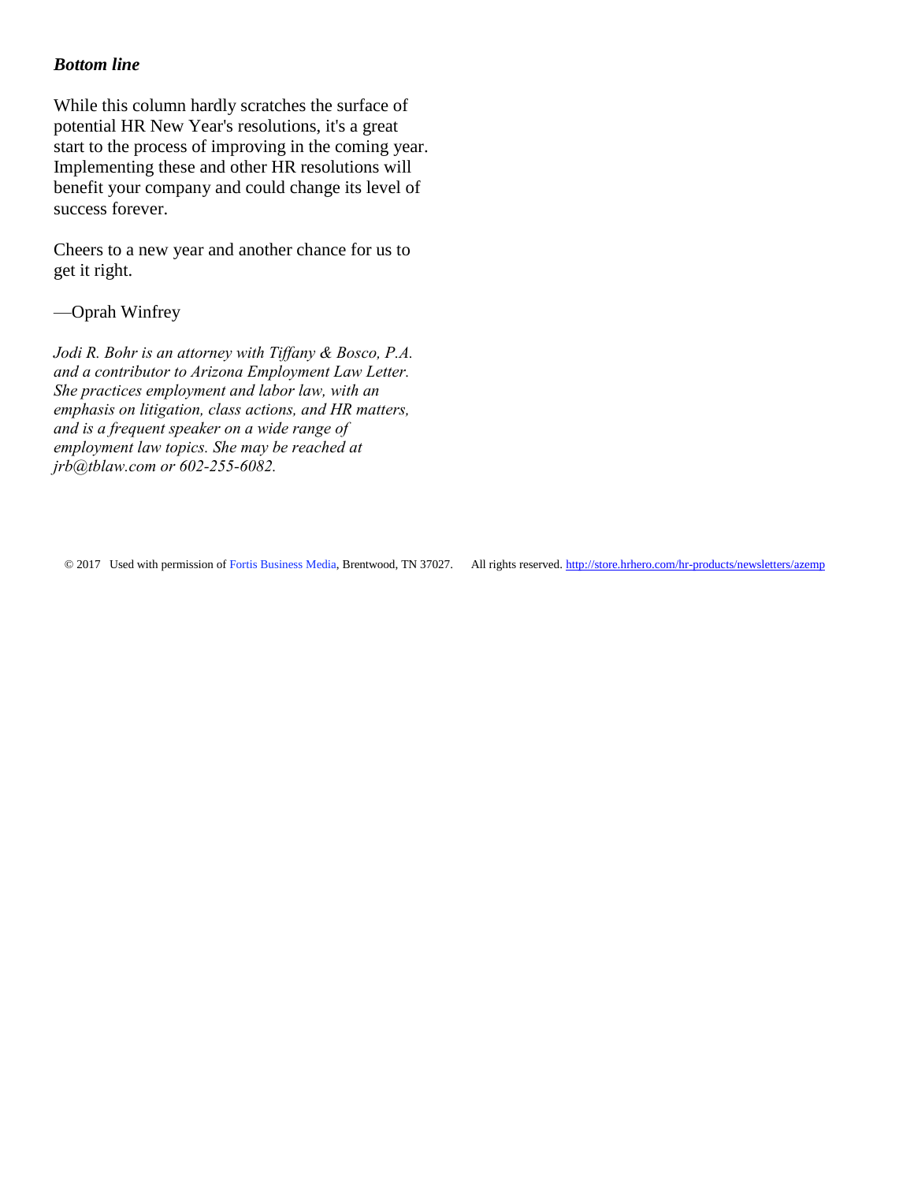***Bottom line***

While this column hardly scratches the surface of potential HR New Year's resolutions, it's a great start to the process of improving in the coming year. Implementing these and other HR resolutions will benefit your company and could change its level of success forever.

Cheers to a new year and another chance for us to get it right.

—Oprah Winfrey

*Jodi R. Bohr is an attorney with Tiffany & Bosco, P.A. and a contributor to Arizona Employment Law Letter. She practices employment and labor law, with an emphasis on litigation, class actions, and HR matters, and is a frequent speaker on a wide range of employment law topics. She may be reached at jrb@tblaw.com or 602-255-6082.*

© 2017 Used with permission of Fortis Business Media, Brentwood, TN 37027. All rights reserved. http://store.hrhero.com/hr-products/newsletters/azemp